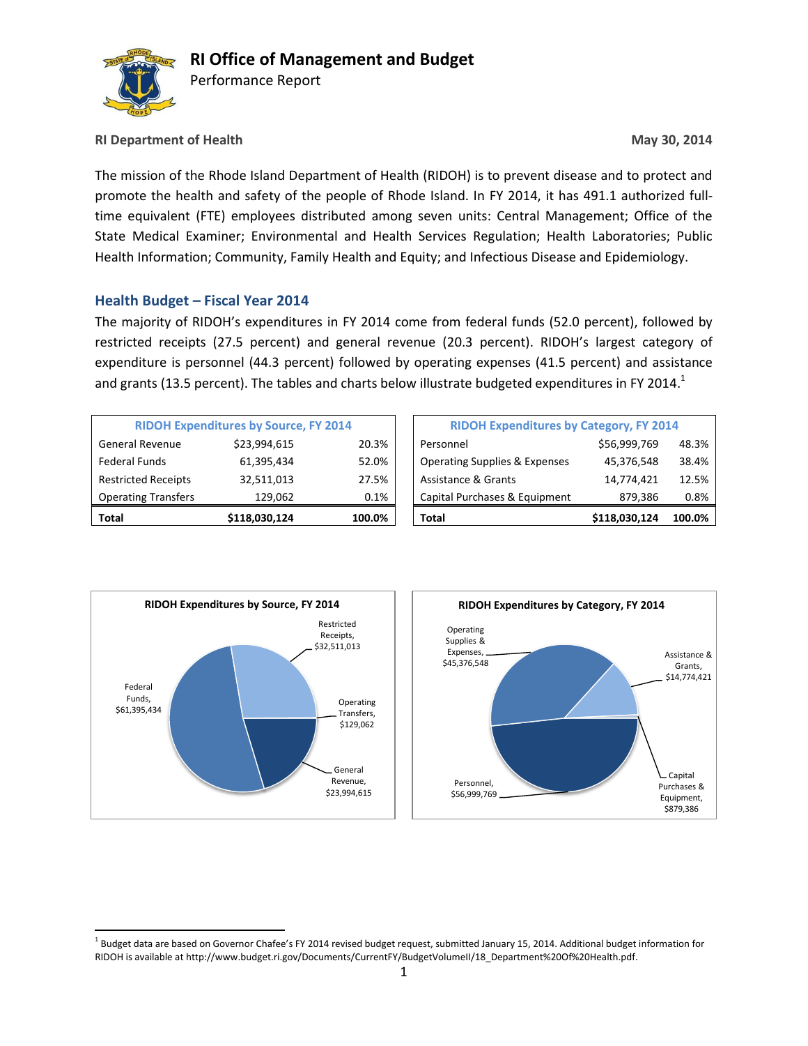# RI Office of Management and Budget

Performance Report

**RI Department of Health** **May 30, 2014**

The mission of the Rhode Island Department of Health (RIDOH) is to prevent disease and to protect and promote the health and safety of the people of Rhode Island. In FY 2014, it has 491.1 authorized full-time equivalent (FTE) employees distributed among seven units: Central Management; Office of the State Medical Examiner; Environmental and Health Services Regulation; Health Laboratories; Public Health Information; Community, Family Health and Equity; and Infectious Disease and Epidemiology.

## Health Budget – Fiscal Year 2014

The majority of RIDOH's expenditures in FY 2014 come from federal funds (52.0 percent), followed by restricted receipts (27.5 percent) and general revenue (20.3 percent). RIDOH's largest category of expenditure is personnel (44.3 percent) followed by operating expenses (41.5 percent) and assistance and grants (13.5 percent). The tables and charts below illustrate budgeted expenditures in FY 2014.[1]

| RIDOH Expenditures by Source, FY 2014 | | |
|---|---|---|
| General Revenue | $23,994,615 | 20.3% |
| Federal Funds | 61,395,434 | 52.0% |
| Restricted Receipts | 32,511,013 | 27.5% |
| Operating Transfers | 129,062 | 0.1% |
| **Total** | **$118,030,124** | **100.0%** |

| RIDOH Expenditures by Category, FY 2014 | | |
|---|---|---|
| Personnel | $56,999,769 | 48.3% |
| Operating Supplies & Expenses | 45,376,548 | 38.4% |
| Assistance & Grants | 14,774,421 | 12.5% |
| Capital Purchases & Equipment | 879,386 | 0.8% |
| **Total** | **$118,030,124** | **100.0%** |

**RIDOH Expenditures by Source, FY 2014**

Restricted Receipts, $32,511,013; Federal Funds, $61,395,434; Operating Transfers, $129,062; General Revenue, $23,994,615

**RIDOH Expenditures by Category, FY 2014**

Operating Supplies & Expenses, $45,376,548; Assistance & Grants, $14,774,421; Capital Purchases & Equipment, $879,386; Personnel, $56,999,769

[1] Budget data are based on Governor Chafee's FY 2014 revised budget request, submitted January 15, 2014. Additional budget information for RIDOH is available at http://www.budget.ri.gov/Documents/CurrentFY/BudgetVolumeII/18_Department%20Of%20Health.pdf.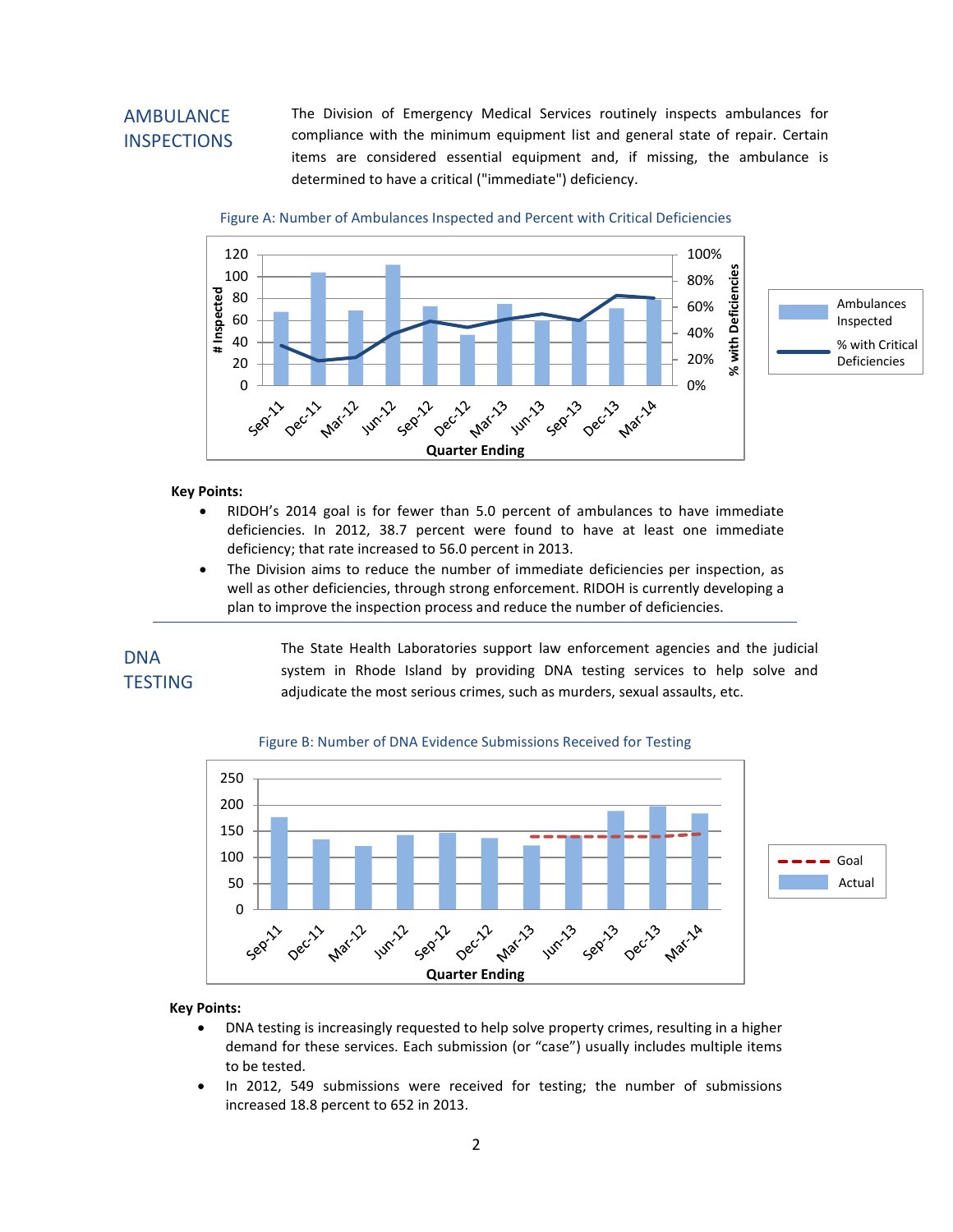## AMBULANCE INSPECTIONS

The Division of Emergency Medical Services routinely inspects ambulances for compliance with the minimum equipment list and general state of repair. Certain items are considered essential equipment and, if missing, the ambulance is determined to have a critical ("immediate") deficiency.

Figure A: Number of Ambulances Inspected and Percent with Critical Deficiencies

**Key Points:**

- RIDOH's 2014 goal is for fewer than 5.0 percent of ambulances to have immediate deficiencies. In 2012, 38.7 percent were found to have at least one immediate deficiency; that rate increased to 56.0 percent in 2013.
- The Division aims to reduce the number of immediate deficiencies per inspection, as well as other deficiencies, through strong enforcement. RIDOH is currently developing a plan to improve the inspection process and reduce the number of deficiencies.

---

## DNA TESTING

The State Health Laboratories support law enforcement agencies and the judicial system in Rhode Island by providing DNA testing services to help solve and adjudicate the most serious crimes, such as murders, sexual assaults, etc.

Figure B: Number of DNA Evidence Submissions Received for Testing

**Key Points:**

- DNA testing is increasingly requested to help solve property crimes, resulting in a higher demand for these services. Each submission (or "case") usually includes multiple items to be tested.
- In 2012, 549 submissions were received for testing; the number of submissions increased 18.8 percent to 652 in 2013.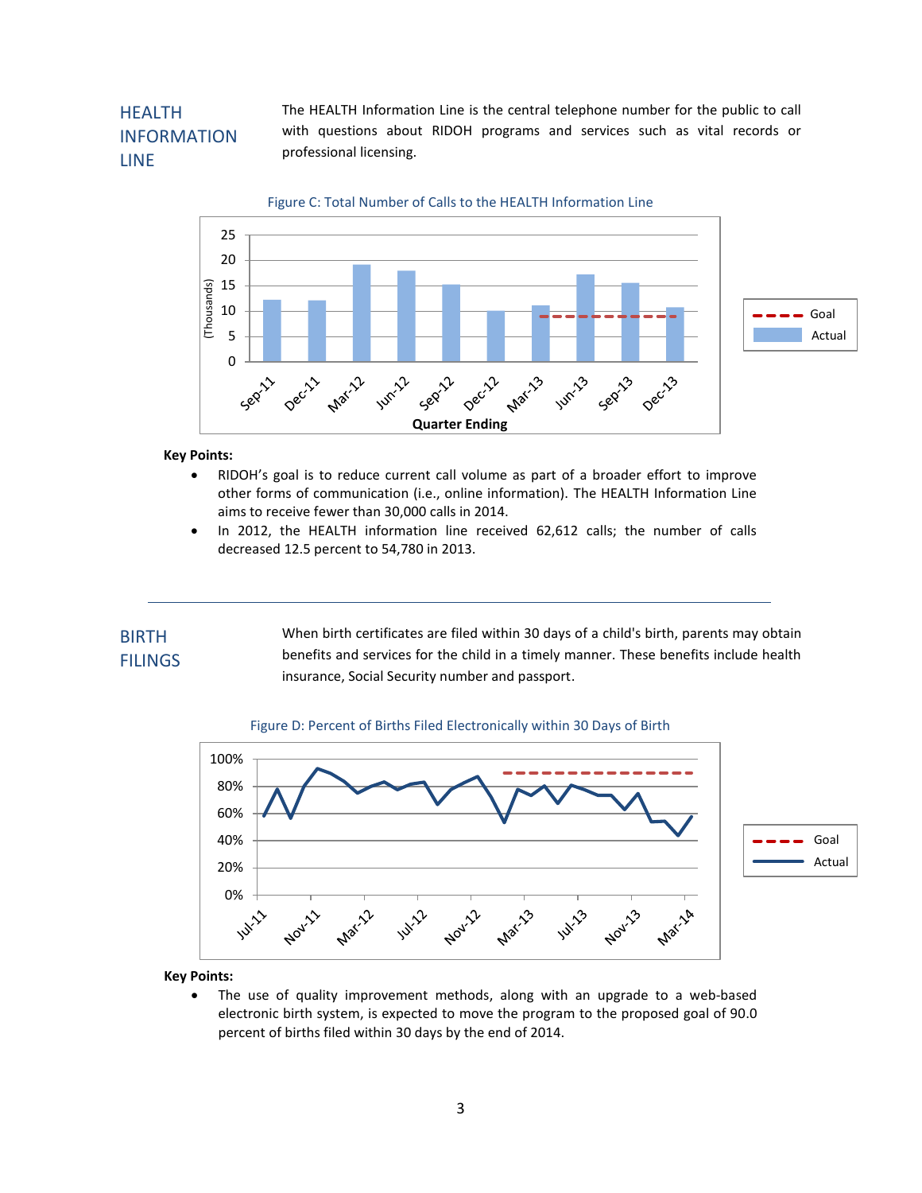## HEALTH INFORMATION LINE

The HEALTH Information Line is the central telephone number for the public to call with questions about RIDOH programs and services such as vital records or professional licensing.

Figure C: Total Number of Calls to the HEALTH Information Line

**Key Points:**

- RIDOH's goal is to reduce current call volume as part of a broader effort to improve other forms of communication (i.e., online information). The HEALTH Information Line aims to receive fewer than 30,000 calls in 2014.
- In 2012, the HEALTH information line received 62,612 calls; the number of calls decreased 12.5 percent to 54,780 in 2013.

---

## BIRTH FILINGS

When birth certificates are filed within 30 days of a child's birth, parents may obtain benefits and services for the child in a timely manner. These benefits include health insurance, Social Security number and passport.

Figure D: Percent of Births Filed Electronically within 30 Days of Birth

**Key Points:**

- The use of quality improvement methods, along with an upgrade to a web-based electronic birth system, is expected to move the program to the proposed goal of 90.0 percent of births filed within 30 days by the end of 2014.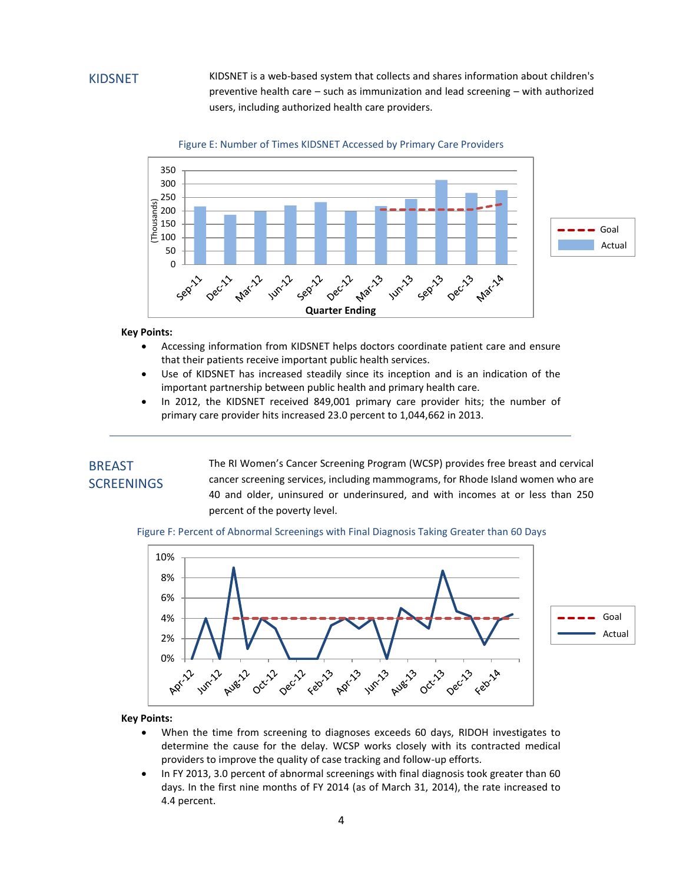## KIDSNET

KIDSNET is a web-based system that collects and shares information about children's preventive health care – such as immunization and lead screening – with authorized users, including authorized health care providers.

Figure E: Number of Times KIDSNET Accessed by Primary Care Providers

**Key Points:**

- Accessing information from KIDSNET helps doctors coordinate patient care and ensure that their patients receive important public health services.
- Use of KIDSNET has increased steadily since its inception and is an indication of the important partnership between public health and primary health care.
- In 2012, the KIDSNET received 849,001 primary care provider hits; the number of primary care provider hits increased 23.0 percent to 1,044,662 in 2013.

## BREAST SCREENINGS

The RI Women's Cancer Screening Program (WCSP) provides free breast and cervical cancer screening services, including mammograms, for Rhode Island women who are 40 and older, uninsured or underinsured, and with incomes at or less than 250 percent of the poverty level.

Figure F: Percent of Abnormal Screenings with Final Diagnosis Taking Greater than 60 Days

**Key Points:**

- When the time from screening to diagnoses exceeds 60 days, RIDOH investigates to determine the cause for the delay. WCSP works closely with its contracted medical providers to improve the quality of case tracking and follow-up efforts.
- In FY 2013, 3.0 percent of abnormal screenings with final diagnosis took greater than 60 days. In the first nine months of FY 2014 (as of March 31, 2014), the rate increased to 4.4 percent.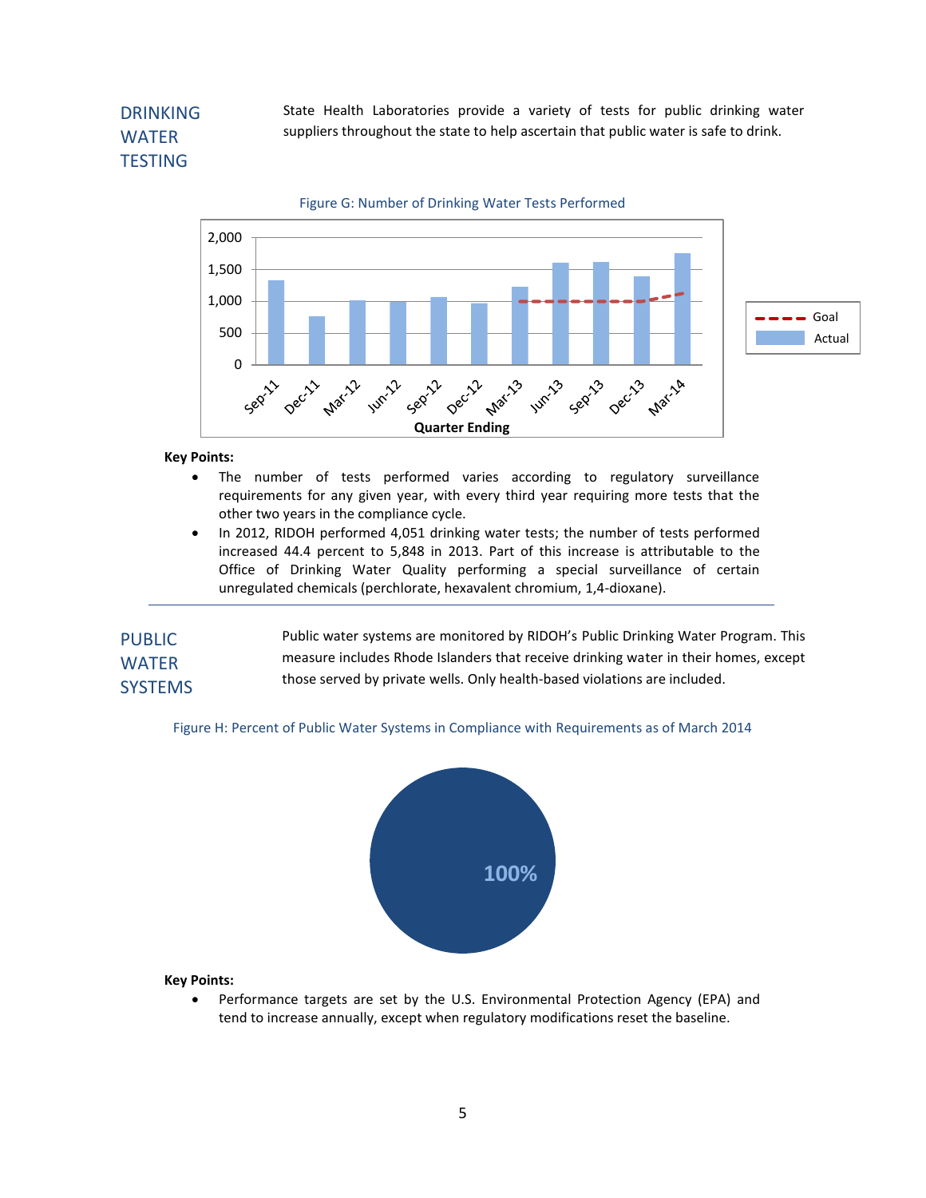## DRINKING WATER TESTING

State Health Laboratories provide a variety of tests for public drinking water suppliers throughout the state to help ascertain that public water is safe to drink.

Figure G: Number of Drinking Water Tests Performed

**Key Points:**

- The number of tests performed varies according to regulatory surveillance requirements for any given year, with every third year requiring more tests that the other two years in the compliance cycle.
- In 2012, RIDOH performed 4,051 drinking water tests; the number of tests performed increased 44.4 percent to 5,848 in 2013. Part of this increase is attributable to the Office of Drinking Water Quality performing a special surveillance of certain unregulated chemicals (perchlorate, hexavalent chromium, 1,4-dioxane).

---

## PUBLIC WATER SYSTEMS

Public water systems are monitored by RIDOH's Public Drinking Water Program. This measure includes Rhode Islanders that receive drinking water in their homes, except those served by private wells. Only health-based violations are included.

Figure H: Percent of Public Water Systems in Compliance with Requirements as of March 2014

**Key Points:**

- Performance targets are set by the U.S. Environmental Protection Agency (EPA) and tend to increase annually, except when regulatory modifications reset the baseline.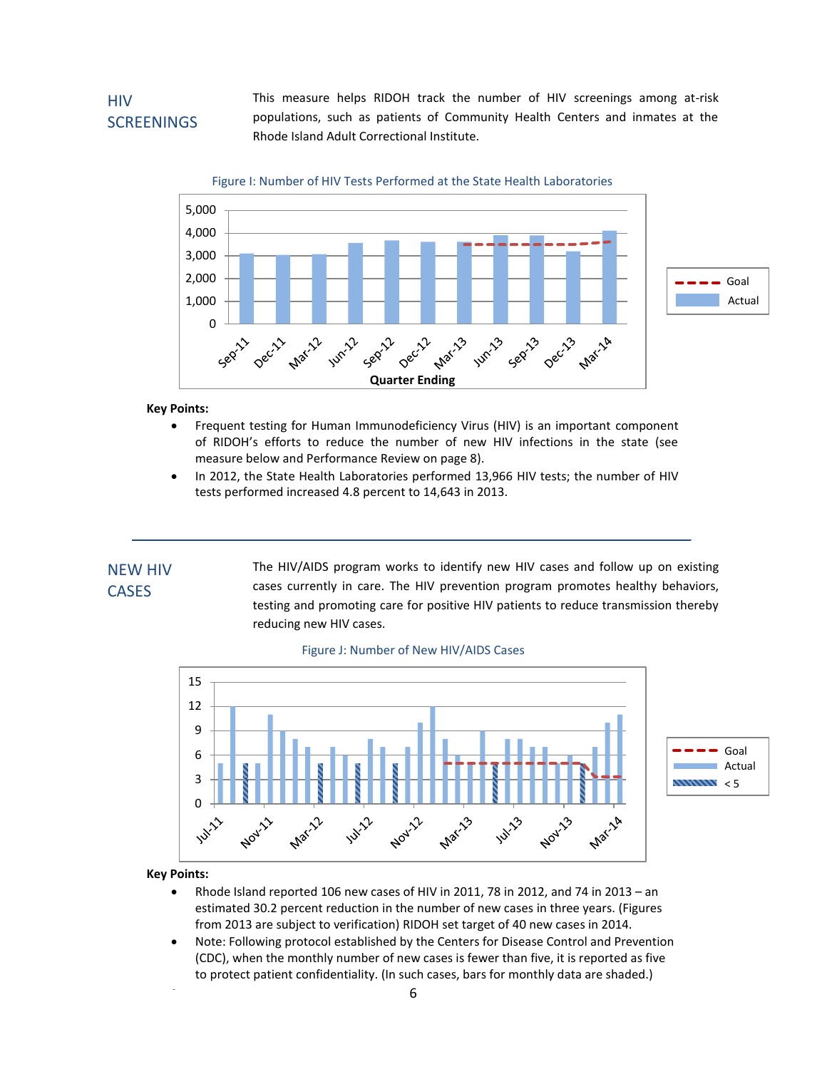## HIV SCREENINGS

This measure helps RIDOH track the number of HIV screenings among at-risk populations, such as patients of Community Health Centers and inmates at the Rhode Island Adult Correctional Institute.

Figure I: Number of HIV Tests Performed at the State Health Laboratories

**Key Points:**

- Frequent testing for Human Immunodeficiency Virus (HIV) is an important component of RIDOH's efforts to reduce the number of new HIV infections in the state (see measure below and Performance Review on page 8).
- In 2012, the State Health Laboratories performed 13,966 HIV tests; the number of HIV tests performed increased 4.8 percent to 14,643 in 2013.

---

## NEW HIV CASES

The HIV/AIDS program works to identify new HIV cases and follow up on existing cases currently in care. The HIV prevention program promotes healthy behaviors, testing and promoting care for positive HIV patients to reduce transmission thereby reducing new HIV cases.

Figure J: Number of New HIV/AIDS Cases

**Key Points:**

- Rhode Island reported 106 new cases of HIV in 2011, 78 in 2012, and 74 in 2013 – an estimated 30.2 percent reduction in the number of new cases in three years. (Figures from 2013 are subject to verification) RIDOH set target of 40 new cases in 2014.
- Note: Following protocol established by the Centers for Disease Control and Prevention (CDC), when the monthly number of new cases is fewer than five, it is reported as five to protect patient confidentiality. (In such cases, bars for monthly data are shaded.)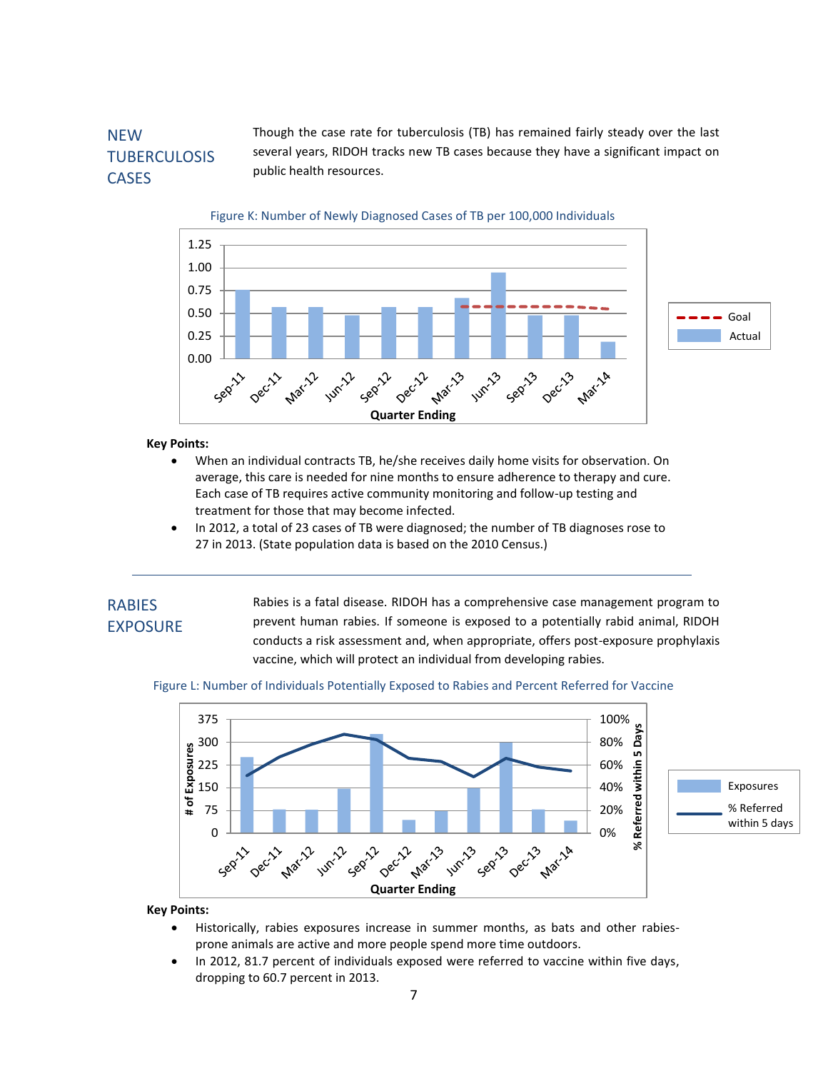## NEW TUBERCULOSIS CASES

Though the case rate for tuberculosis (TB) has remained fairly steady over the last several years, RIDOH tracks new TB cases because they have a significant impact on public health resources.

Figure K: Number of Newly Diagnosed Cases of TB per 100,000 Individuals

**Key Points:**

- When an individual contracts TB, he/she receives daily home visits for observation. On average, this care is needed for nine months to ensure adherence to therapy and cure. Each case of TB requires active community monitoring and follow-up testing and treatment for those that may become infected.
- In 2012, a total of 23 cases of TB were diagnosed; the number of TB diagnoses rose to 27 in 2013. (State population data is based on the 2010 Census.)

---

## RABIES EXPOSURE

Rabies is a fatal disease. RIDOH has a comprehensive case management program to prevent human rabies. If someone is exposed to a potentially rabid animal, RIDOH conducts a risk assessment and, when appropriate, offers post-exposure prophylaxis vaccine, which will protect an individual from developing rabies.

Figure L: Number of Individuals Potentially Exposed to Rabies and Percent Referred for Vaccine

**Key Points:**

- Historically, rabies exposures increase in summer months, as bats and other rabies-prone animals are active and more people spend more time outdoors.
- In 2012, 81.7 percent of individuals exposed were referred to vaccine within five days, dropping to 60.7 percent in 2013.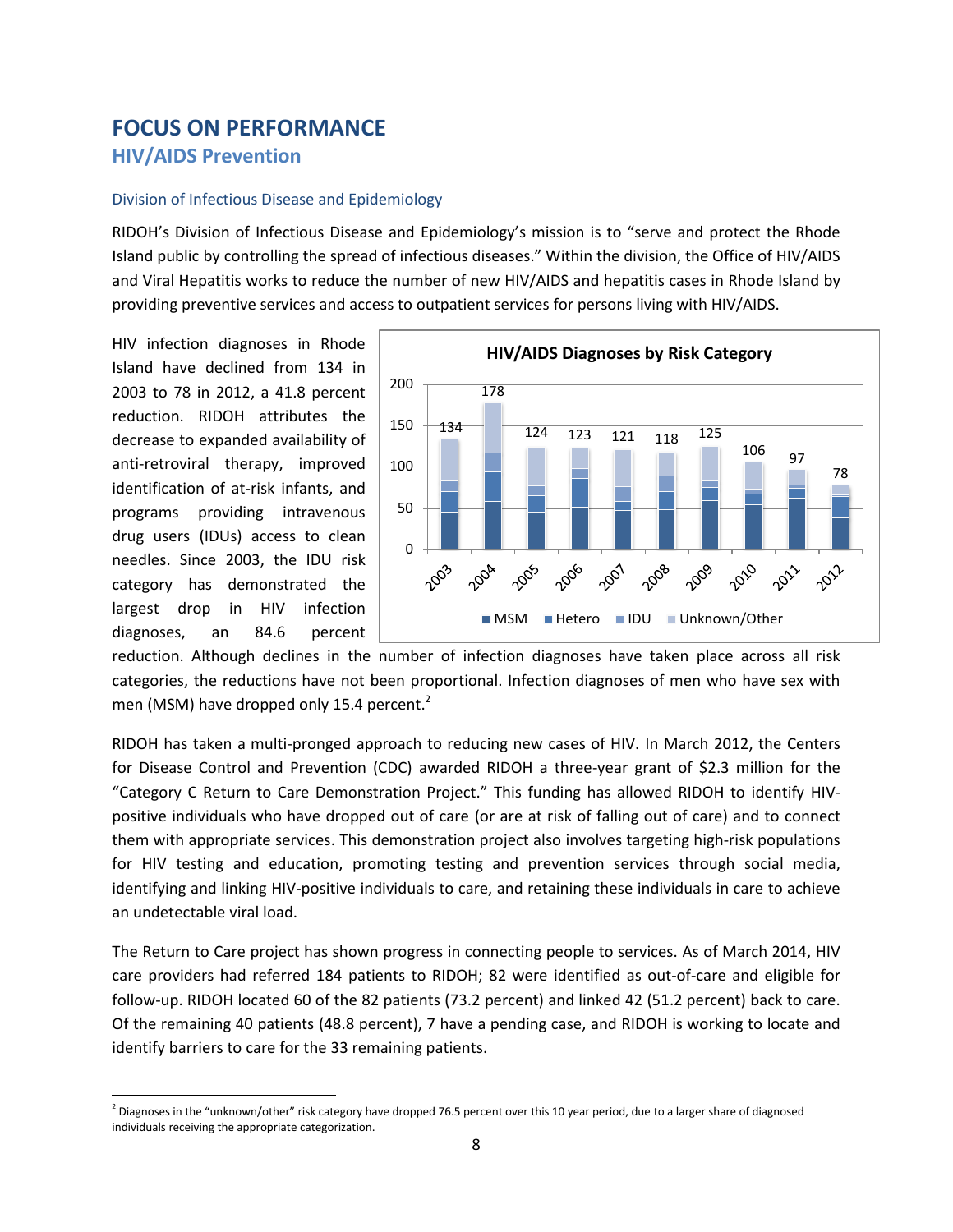# FOCUS ON PERFORMANCE

## HIV/AIDS Prevention

### Division of Infectious Disease and Epidemiology

RIDOH's Division of Infectious Disease and Epidemiology's mission is to "serve and protect the Rhode Island public by controlling the spread of infectious diseases." Within the division, the Office of HIV/AIDS and Viral Hepatitis works to reduce the number of new HIV/AIDS and hepatitis cases in Rhode Island by providing preventive services and access to outpatient services for persons living with HIV/AIDS.

HIV infection diagnoses in Rhode Island have declined from 134 in 2003 to 78 in 2012, a 41.8 percent reduction. RIDOH attributes the decrease to expanded availability of anti-retroviral therapy, improved identification of at-risk infants, and programs providing intravenous drug users (IDUs) access to clean needles. Since 2003, the IDU risk category has demonstrated the largest drop in HIV infection diagnoses, an 84.6 percent reduction. Although declines in the number of infection diagnoses have taken place across all risk categories, the reductions have not been proportional. Infection diagnoses of men who have sex with men (MSM) have dropped only 15.4 percent.[2]

HIV/AIDS Diagnoses by Risk Category

200
150
100
50
0

134
178
124
123
121
118
125
106
97
78

2003 2004 2005 2006 2007 2008 2009 2010 2011 2012

MSM  Hetero  IDU  Unknown/Other

RIDOH has taken a multi-pronged approach to reducing new cases of HIV. In March 2012, the Centers for Disease Control and Prevention (CDC) awarded RIDOH a three-year grant of $2.3 million for the "Category C Return to Care Demonstration Project." This funding has allowed RIDOH to identify HIV-positive individuals who have dropped out of care (or are at risk of falling out of care) and to connect them with appropriate services. This demonstration project also involves targeting high-risk populations for HIV testing and education, promoting testing and prevention services through social media, identifying and linking HIV-positive individuals to care, and retaining these individuals in care to achieve an undetectable viral load.

The Return to Care project has shown progress in connecting people to services. As of March 2014, HIV care providers had referred 184 patients to RIDOH; 82 were identified as out-of-care and eligible for follow-up. RIDOH located 60 of the 82 patients (73.2 percent) and linked 42 (51.2 percent) back to care. Of the remaining 40 patients (48.8 percent), 7 have a pending case, and RIDOH is working to locate and identify barriers to care for the 33 remaining patients.

---

[2] Diagnoses in the "unknown/other" risk category have dropped 76.5 percent over this 10 year period, due to a larger share of diagnosed individuals receiving the appropriate categorization.